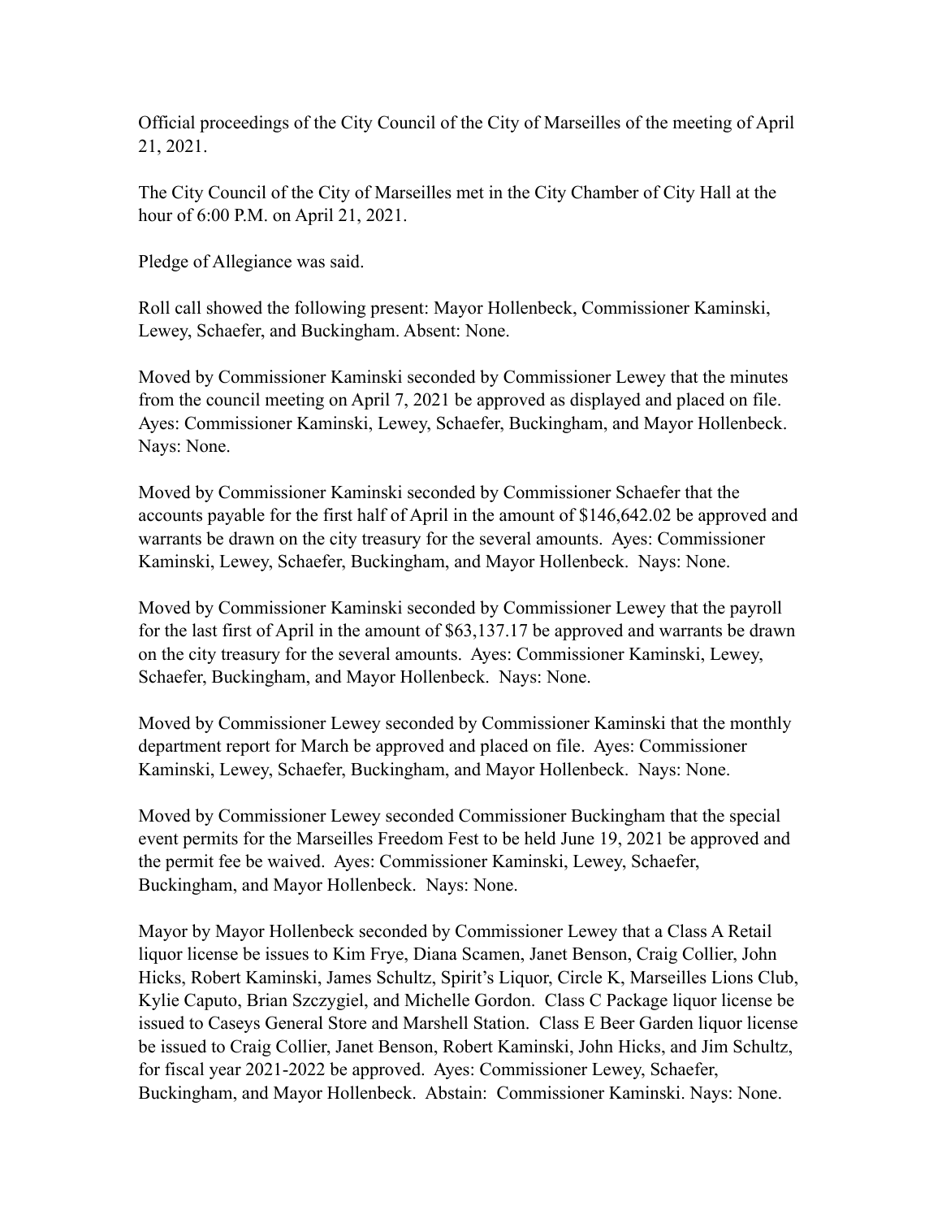Official proceedings of the City Council of the City of Marseilles of the meeting of April 21, 2021.

The City Council of the City of Marseilles met in the City Chamber of City Hall at the hour of 6:00 P.M. on April 21, 2021.

Pledge of Allegiance was said.

Roll call showed the following present: Mayor Hollenbeck, Commissioner Kaminski, Lewey, Schaefer, and Buckingham. Absent: None.

Moved by Commissioner Kaminski seconded by Commissioner Lewey that the minutes from the council meeting on April 7, 2021 be approved as displayed and placed on file. Ayes: Commissioner Kaminski, Lewey, Schaefer, Buckingham, and Mayor Hollenbeck. Nays: None.

Moved by Commissioner Kaminski seconded by Commissioner Schaefer that the accounts payable for the first half of April in the amount of $146,642.02 be approved and warrants be drawn on the city treasury for the several amounts. Ayes: Commissioner Kaminski, Lewey, Schaefer, Buckingham, and Mayor Hollenbeck. Nays: None.

Moved by Commissioner Kaminski seconded by Commissioner Lewey that the payroll for the last first of April in the amount of $63,137.17 be approved and warrants be drawn on the city treasury for the several amounts. Ayes: Commissioner Kaminski, Lewey, Schaefer, Buckingham, and Mayor Hollenbeck. Nays: None.

Moved by Commissioner Lewey seconded by Commissioner Kaminski that the monthly department report for March be approved and placed on file. Ayes: Commissioner Kaminski, Lewey, Schaefer, Buckingham, and Mayor Hollenbeck. Nays: None.

Moved by Commissioner Lewey seconded Commissioner Buckingham that the special event permits for the Marseilles Freedom Fest to be held June 19, 2021 be approved and the permit fee be waived. Ayes: Commissioner Kaminski, Lewey, Schaefer, Buckingham, and Mayor Hollenbeck. Nays: None.

Mayor by Mayor Hollenbeck seconded by Commissioner Lewey that a Class A Retail liquor license be issues to Kim Frye, Diana Scamen, Janet Benson, Craig Collier, John Hicks, Robert Kaminski, James Schultz, Spirit's Liquor, Circle K, Marseilles Lions Club, Kylie Caputo, Brian Szczygiel, and Michelle Gordon. Class C Package liquor license be issued to Caseys General Store and Marshell Station. Class E Beer Garden liquor license be issued to Craig Collier, Janet Benson, Robert Kaminski, John Hicks, and Jim Schultz, for fiscal year 2021-2022 be approved. Ayes: Commissioner Lewey, Schaefer, Buckingham, and Mayor Hollenbeck. Abstain: Commissioner Kaminski. Nays: None.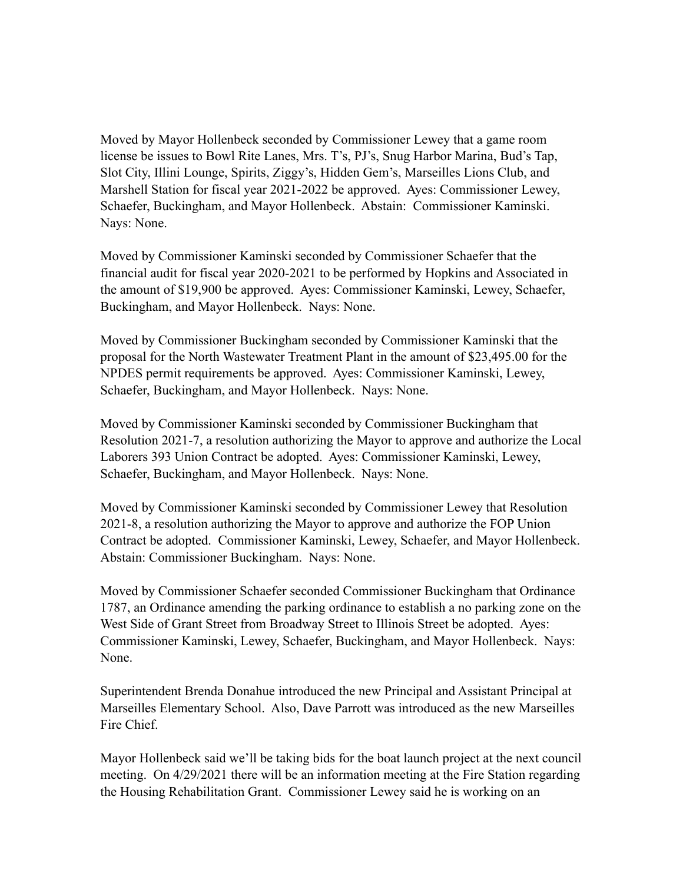Moved by Mayor Hollenbeck seconded by Commissioner Lewey that a game room license be issues to Bowl Rite Lanes, Mrs. T's, PJ's, Snug Harbor Marina, Bud's Tap, Slot City, Illini Lounge, Spirits, Ziggy's, Hidden Gem's, Marseilles Lions Club, and Marshell Station for fiscal year 2021-2022 be approved. Ayes: Commissioner Lewey, Schaefer, Buckingham, and Mayor Hollenbeck. Abstain: Commissioner Kaminski. Nays: None.

Moved by Commissioner Kaminski seconded by Commissioner Schaefer that the financial audit for fiscal year 2020-2021 to be performed by Hopkins and Associated in the amount of $19,900 be approved. Ayes: Commissioner Kaminski, Lewey, Schaefer, Buckingham, and Mayor Hollenbeck. Nays: None.

Moved by Commissioner Buckingham seconded by Commissioner Kaminski that the proposal for the North Wastewater Treatment Plant in the amount of $23,495.00 for the NPDES permit requirements be approved. Ayes: Commissioner Kaminski, Lewey, Schaefer, Buckingham, and Mayor Hollenbeck. Nays: None.

Moved by Commissioner Kaminski seconded by Commissioner Buckingham that Resolution 2021-7, a resolution authorizing the Mayor to approve and authorize the Local Laborers 393 Union Contract be adopted. Ayes: Commissioner Kaminski, Lewey, Schaefer, Buckingham, and Mayor Hollenbeck. Nays: None.

Moved by Commissioner Kaminski seconded by Commissioner Lewey that Resolution 2021-8, a resolution authorizing the Mayor to approve and authorize the FOP Union Contract be adopted. Commissioner Kaminski, Lewey, Schaefer, and Mayor Hollenbeck. Abstain: Commissioner Buckingham. Nays: None.

Moved by Commissioner Schaefer seconded Commissioner Buckingham that Ordinance 1787, an Ordinance amending the parking ordinance to establish a no parking zone on the West Side of Grant Street from Broadway Street to Illinois Street be adopted. Ayes: Commissioner Kaminski, Lewey, Schaefer, Buckingham, and Mayor Hollenbeck. Nays: None.

Superintendent Brenda Donahue introduced the new Principal and Assistant Principal at Marseilles Elementary School. Also, Dave Parrott was introduced as the new Marseilles Fire Chief.

Mayor Hollenbeck said we'll be taking bids for the boat launch project at the next council meeting. On 4/29/2021 there will be an information meeting at the Fire Station regarding the Housing Rehabilitation Grant. Commissioner Lewey said he is working on an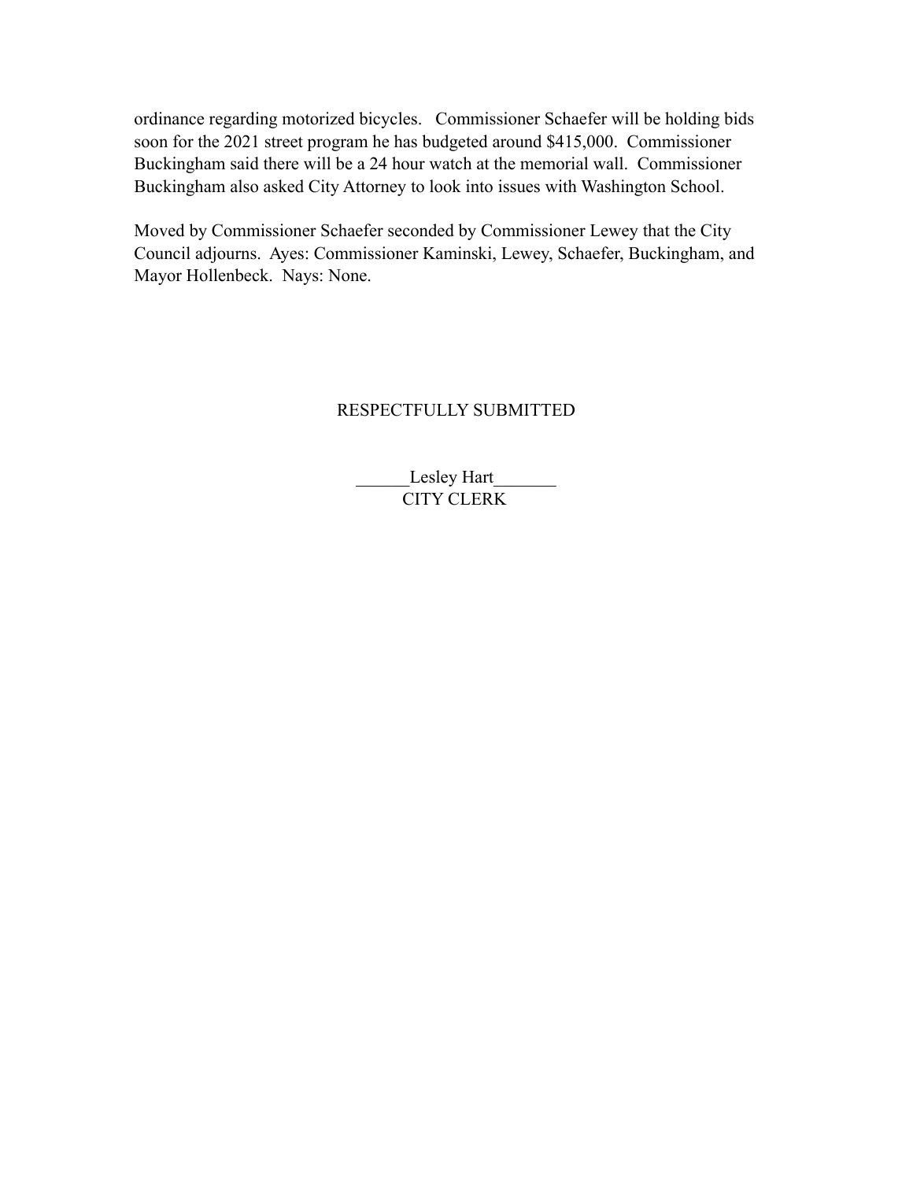ordinance regarding motorized bicycles. Commissioner Schaefer will be holding bids soon for the 2021 street program he has budgeted around $415,000. Commissioner Buckingham said there will be a 24 hour watch at the memorial wall. Commissioner Buckingham also asked City Attorney to look into issues with Washington School.

Moved by Commissioner Schaefer seconded by Commissioner Lewey that the City Council adjourns. Ayes: Commissioner Kaminski, Lewey, Schaefer, Buckingham, and Mayor Hollenbeck. Nays: None.

RESPECTFULLY SUBMITTED

______Lesley Hart_______
CITY CLERK